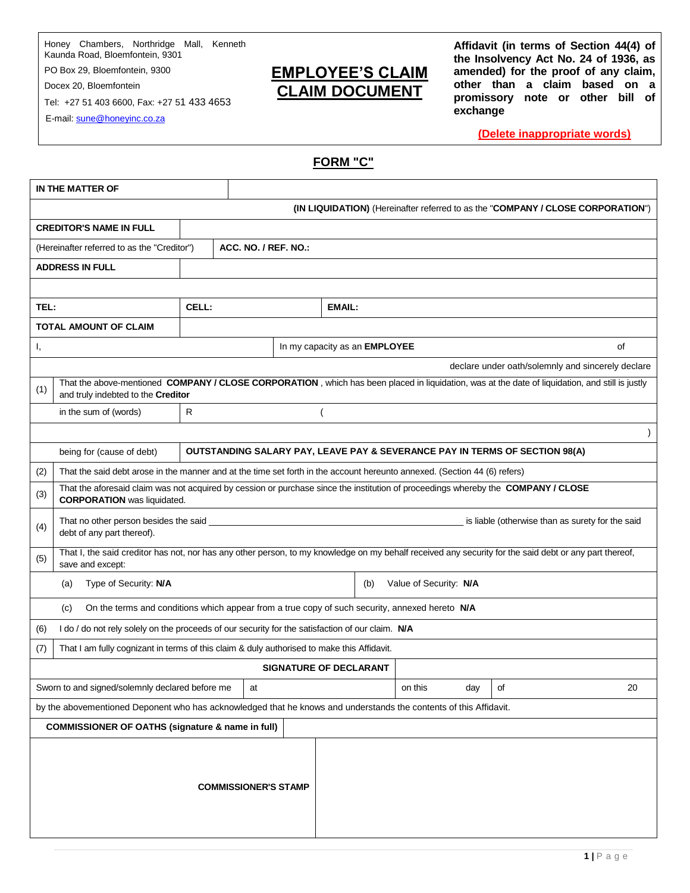Honey Chambers, Northridge Mall, Kenneth Kaunda Road, Bloemfontein, 9301

PO Box 29, Bloemfontein, 9300

Docex 20, Bloemfontein

Tel: +27 51 403 6600, Fax: +27 51 433 4653

E-mail: sune@honeyinc.co.za

# EMPLOYEE’S CLAIM CLAIM DOCUMENT

**Affidavit (in terms of Section 44(4) of the Insolvency Act No. 24 of 1936, as amended) for the proof of any claim, other than a claim based on a promissory note or other bill of exchange**

**(Delete inappropriate words)**

## FORM "C"

| | | | | |
|---|---|---|---|---|
| **IN THE MATTER OF** | | | | |
| **(IN LIQUIDATION)** (Hereinafter referred to as the "**COMPANY / CLOSE CORPORATION**") | | | | |
| **CREDITOR'S NAME IN FULL** | | | | |
| (Hereinafter referred to as the "Creditor") | **ACC. NO. / REF. NO.:** | | | |
| **ADDRESS IN FULL** | | | | |
| | | | | |
| **TEL:** | **CELL:** | **EMAIL:** | | |
| **TOTAL AMOUNT OF CLAIM** | | | | |
| I, | In my capacity as an **EMPLOYEE** | of | | |
| declare under oath/solemnly and sincerely declare | | | | |
| (1) | That the above-mentioned **COMPANY / CLOSE CORPORATION** , which has been placed in liquidation, was at the date of liquidation, and still is justly and truly indebted to the **Creditor** | | | |
| | in the sum of (words) | R | ( | |
| | | | ) | |
| | being for (cause of debt) | **OUTSTANDING SALARY PAY, LEAVE PAY & SEVERANCE PAY IN TERMS OF SECTION 98(A)** | | |
| (2) | That the said debt arose in the manner and at the time set forth in the account hereunto annexed. (Section 44 (6) refers) | | | |
| (3) | That the aforesaid claim was not acquired by cession or purchase since the institution of proceedings whereby the **COMPANY / CLOSE CORPORATION** was liquidated. | | | |
| (4) | That no other person besides the said ______________________ is liable (otherwise than as surety for the said debt of any part thereof). | | | |
| (5) | That I, the said creditor has not, nor has any other person, to my knowledge on my behalf received any security for the said debt or any part thereof, save and except: | | | |
| | (a) Type of Security: **N/A** | (b) Value of Security: **N/A** | | |
| | (c) On the terms and conditions which appear from a true copy of such security, annexed hereto **N/A** | | | |
| (6) | I do / do not rely solely on the proceeds of our security for the satisfaction of our claim. **N/A** | | | |
| (7) | That I am fully cognizant in terms of this claim & duly authorised to make this Affidavit. | | | |
| **SIGNATURE OF DECLARANT** | | | | |
| Sworn to and signed/solemnly declared before me | at | on this day | of | 20 |
| by the abovementioned Deponent who has acknowledged that he knows and understands the contents of this Affidavit. | | | | |
| **COMMISSIONER OF OATHS (signature & name in full)** | | | | |
| **COMMISSIONER'S STAMP** | | | | |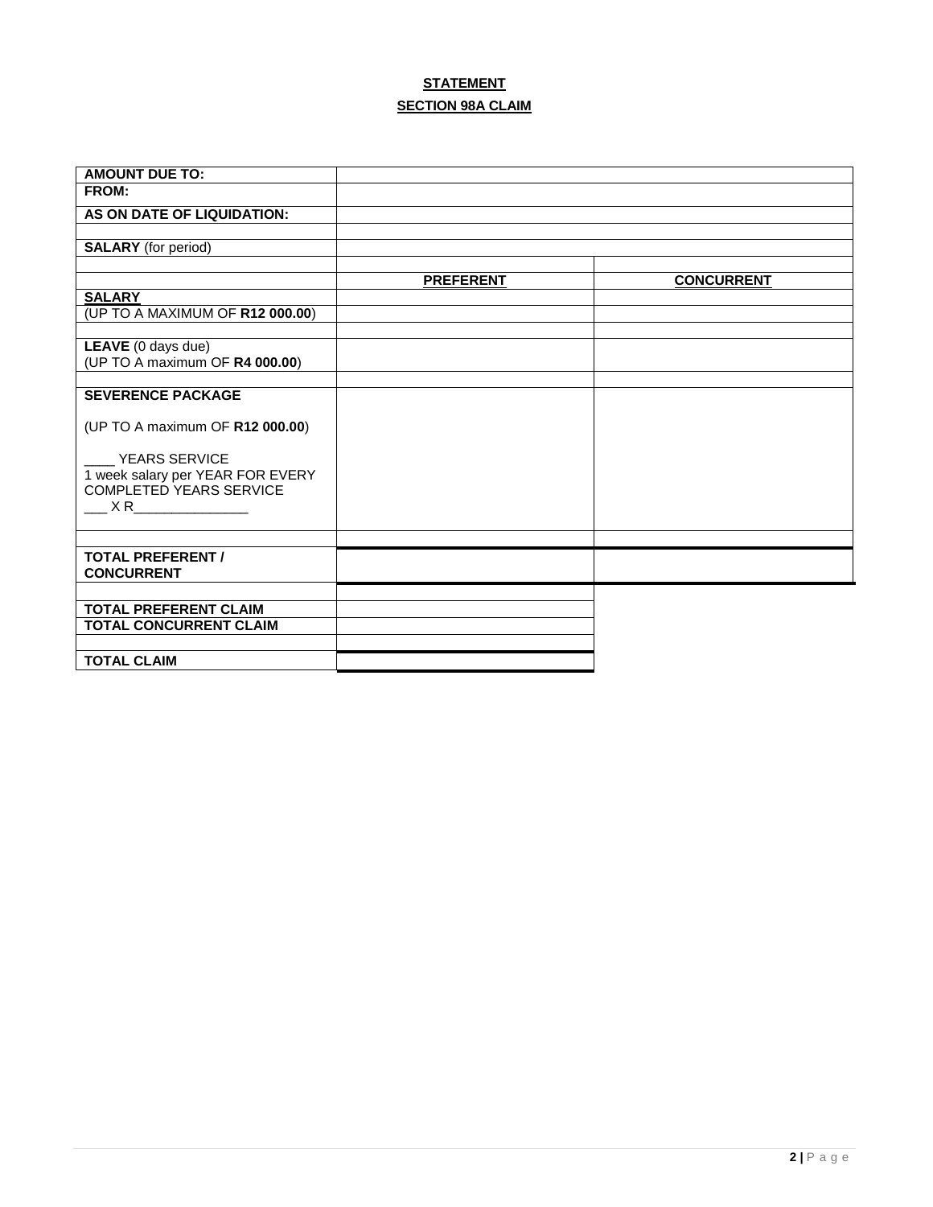**STATEMENT**

**SECTION 98A CLAIM**

| | | |
|---|---|---|
| **AMOUNT DUE TO:** | | |
| **FROM:** | | |
| **AS ON DATE OF LIQUIDATION:** | | |
| | | |
| **SALARY** (for period) | | |
| | | |
| | **PREFERENT** | **CONCURRENT** |
| **SALARY** | | |
| (UP TO A MAXIMUM OF **R12 000.00**) | | |
| | | |
| **LEAVE** (0 days due)<br>(UP TO A maximum OF **R4 000.00**) | | |
| | | |
| **SEVERENCE PACKAGE**<br><br>(UP TO A maximum OF **R12 000.00**)<br><br>____ YEARS SERVICE<br>1 week salary per YEAR FOR EVERY COMPLETED YEARS SERVICE<br>___ X R_______________ | | |
| | | |
| **TOTAL PREFERENT / CONCURRENT** | | |
| | | |
| **TOTAL PREFERENT CLAIM** | | |
| **TOTAL CONCURRENT CLAIM** | | |
| | | |
| **TOTAL CLAIM** | | |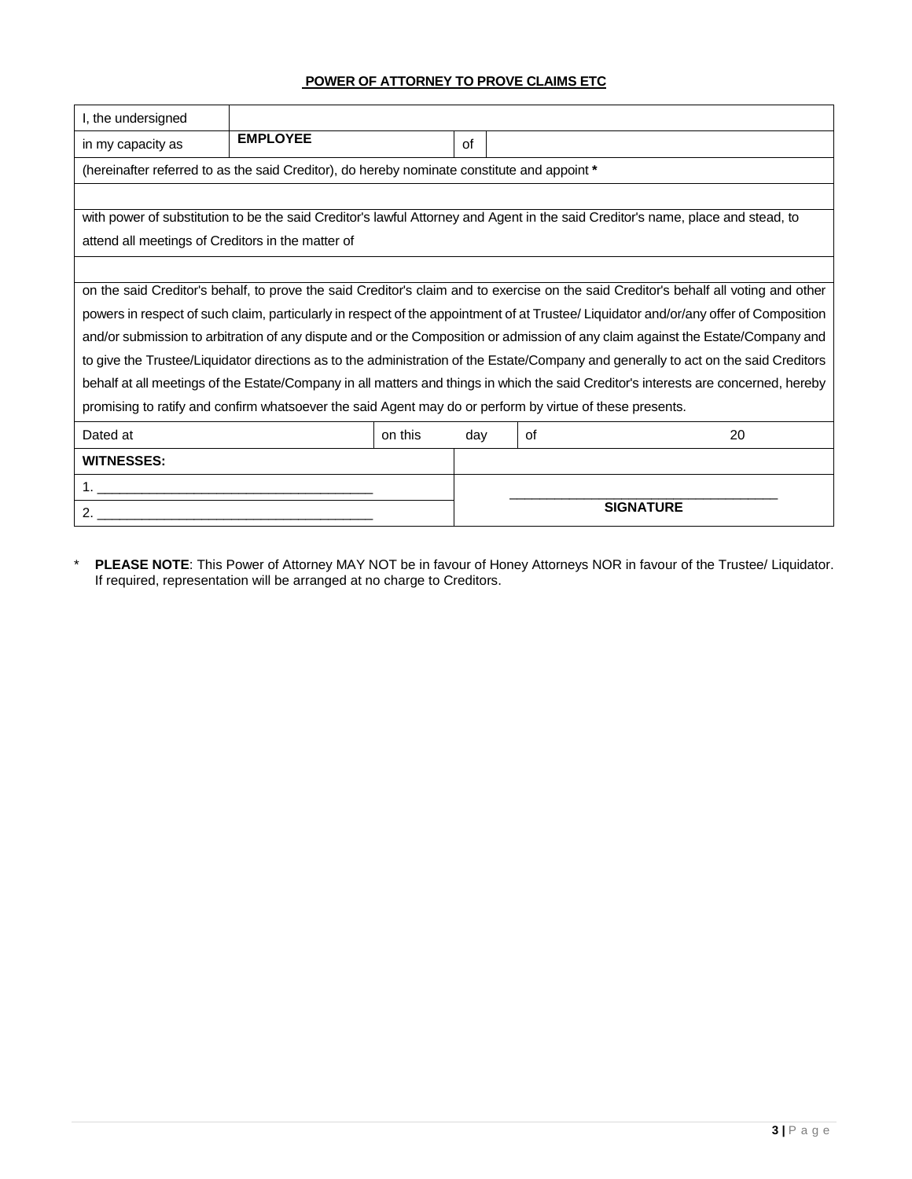**POWER OF ATTORNEY TO PROVE CLAIMS ETC**

| | | | |
|---|---|---|---|
| I, the undersigned | | | |
| in my capacity as | **EMPLOYEE** | of | |

(hereinafter referred to as the said Creditor), do hereby nominate constitute and appoint **\***

______________________________

with power of substitution to be the said Creditor's lawful Attorney and Agent in the said Creditor's name, place and stead, to attend all meetings of Creditors in the matter of

______________________________

on the said Creditor's behalf, to prove the said Creditor's claim and to exercise on the said Creditor's behalf all voting and other powers in respect of such claim, particularly in respect of the appointment of at Trustee/ Liquidator and/or/any offer of Composition and/or submission to arbitration of any dispute and or the Composition or admission of any claim against the Estate/Company and to give the Trustee/Liquidator directions as to the administration of the Estate/Company and generally to act on the said Creditors behalf at all meetings of the Estate/Company in all matters and things in which the said Creditor's interests are concerned, hereby promising to ratify and confirm whatsoever the said Agent may do or perform by virtue of these presents.

| | | | |
|---|---|---|---|
| Dated at | on this | day | of 20 |

**WITNESSES:**

1. ____________________________________

2. ____________________________________

____________________________________
**SIGNATURE**

\* **PLEASE NOTE**: This Power of Attorney MAY NOT be in favour of Honey Attorneys NOR in favour of the Trustee/ Liquidator. If required, representation will be arranged at no charge to Creditors.